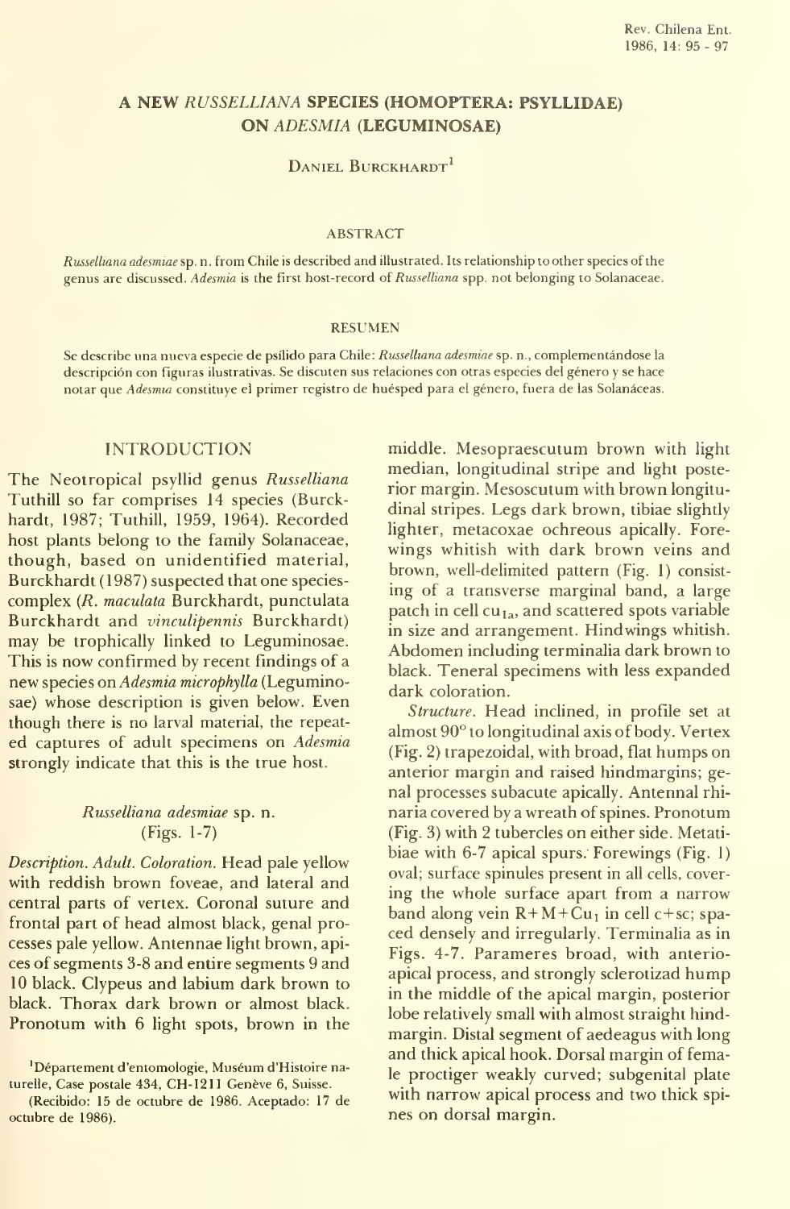# A NEW *RUSSELLIANA* SPECIES (HOMOPTERA: PSYLLIDAE) ON *ADESMIA* (LEGUMINOSAE)

DANIEL BURCKHARDT[1]

## ABSTRACT

*Russelliana adesmiae* sp. n. from Chile is described and illustrated. Its relationship to other species of the genus are discussed. *Adesmia* is the first host-record of *Russelliana* spp. not belonging to Solanaceae.

## RESUMEN

Se describe una nueva especie de psílido para Chile: *Russelliana adesmiae* sp. n., complementándose la descripción con figuras ilustrativas. Se discuten sus relaciones con otras especies del género y se hace notar que *Adesmia* constituye el primer registro de huésped para el género, fuera de las Solanáceas.

## INTRODUCTION

The Neotropical psyllid genus *Russelliana* Tuthill so far comprises 14 species (Burckhardt, 1987; Tuthill, 1959, 1964). Recorded host plants belong to the family Solanaceae, though, based on unidentified material, Burckhardt (1987) suspected that one species-complex (*R. maculata* Burckhardt, punctulata Burckhardt and *vinculipennis* Burckhardt) may be trophically linked to Leguminosae. This is now confirmed by recent findings of a new species on *Adesmia microphylla* (Leguminosae) whose description is given below. Even though there is no larval material, the repeated captures of adult specimens on *Adesmia* strongly indicate that this is the true host.

### *Russelliana adesmiae* sp. n. (Figs. 1-7)

*Description. Adult. Coloration.* Head pale yellow with reddish brown foveae, and lateral and central parts of vertex. Coronal suture and frontal part of head almost black, genal processes pale yellow. Antennae light brown, apices of segments 3-8 and entire segments 9 and 10 black. Clypeus and labium dark brown to black. Thorax dark brown or almost black. Pronotum with 6 light spots, brown in the middle. Mesopraescutum brown with light median, longitudinal stripe and light posterior margin. Mesoscutum with brown longitudinal stripes. Legs dark brown, tibiae slightly lighter, metacoxae ochreous apically. Forewings whitish with dark brown veins and brown, well-delimited pattern (Fig. 1) consisting of a transverse marginal band, a large patch in cell $cu_{1a}$, and scattered spots variable in size and arrangement. Hindwings whitish. Abdomen including terminalia dark brown to black. Teneral specimens with less expanded dark coloration.

*Structure.* Head inclined, in profile set at almost 90° to longitudinal axis of body. Vertex (Fig. 2) trapezoidal, with broad, flat humps on anterior margin and raised hindmargins; genal processes subacute apically. Antennal rhinaria covered by a wreath of spines. Pronotum (Fig. 3) with 2 tubercles on either side. Metatibiae with 6-7 apical spurs. Forewings (Fig. 1) oval; surface spinules present in all cells, covering the whole surface apart from a narrow band along vein $R+M+Cu_1$ in cell c+sc; spaced densely and irregularly. Terminalia as in Figs. 4-7. Parameres broad, with anterio-apical process, and strongly sclerotizad hump in the middle of the apical margin, posterior lobe relatively small with almost straight hindmargin. Distal segment of aedeagus with long and thick apical hook. Dorsal margin of female proctiger weakly curved; subgenital plate with narrow apical process and two thick spines on dorsal margin.

[1]Département d'entomologie, Muséum d'Histoire naturelle, Case postale 434, CH-1211 Genève 6, Suisse.

(Recibido: 15 de octubre de 1986. Aceptado: 17 de octubre de 1986).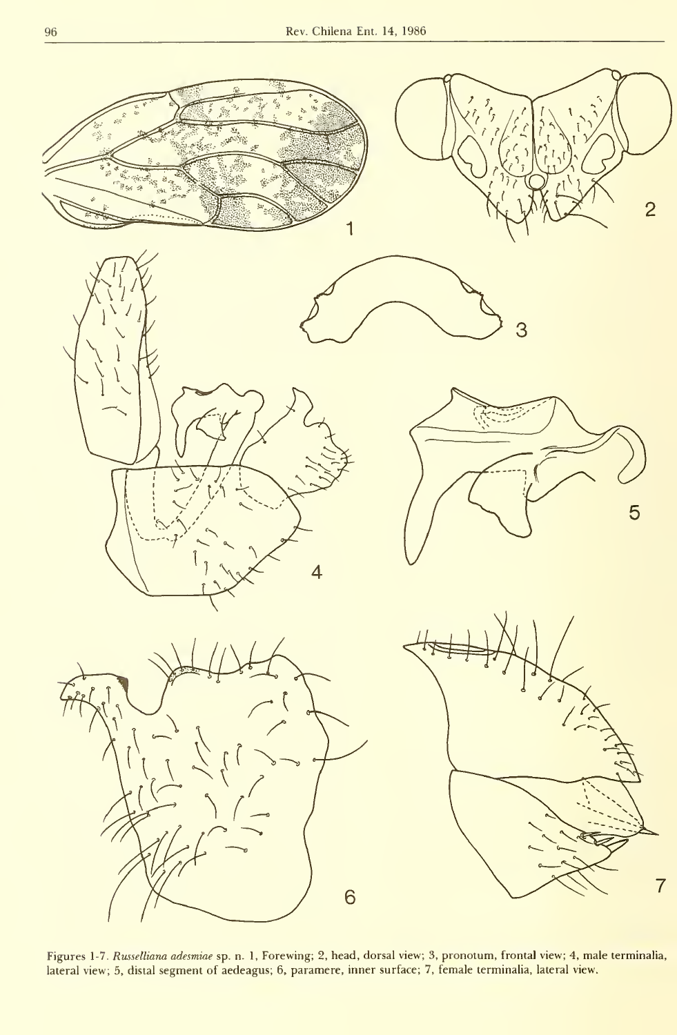Figures 1-7. *Russelliana adesmiae* sp. n. 1, Forewing; 2, head, dorsal view; 3, pronotum, frontal view; 4, male terminalia, lateral view; 5, distal segment of aedeagus; 6, paramere, inner surface; 7, female terminalia, lateral view.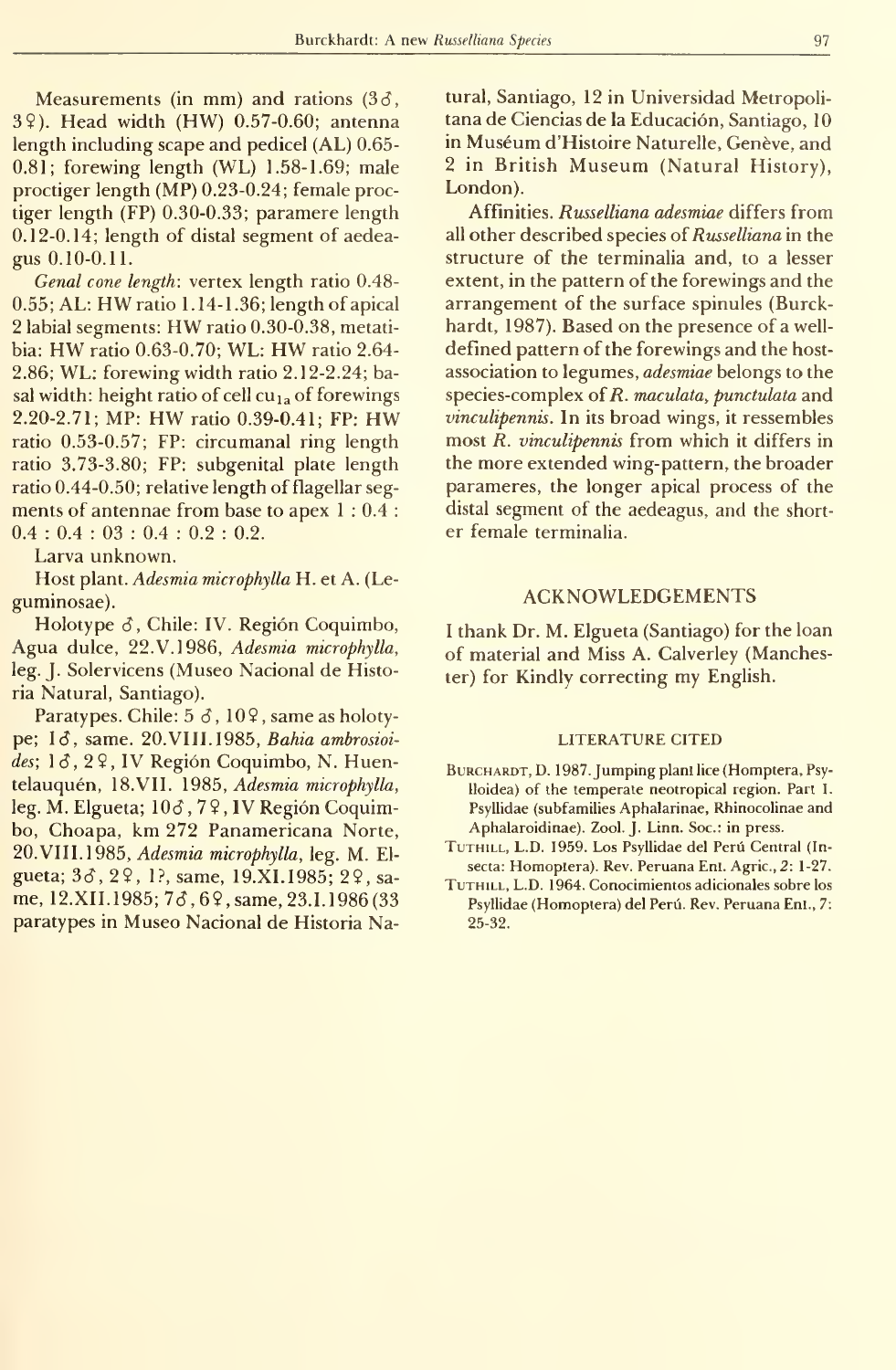Measurements (in mm) and rations (3♂, 3♀). Head width (HW) 0.57-0.60; antenna length including scape and pedicel (AL) 0.65-0.81; forewing length (WL) 1.58-1.69; male proctiger length (MP) 0.23-0.24; female proctiger length (FP) 0.30-0.33; paramere length 0.12-0.14; length of distal segment of aedeagus 0.10-0.11.

*Genal cone length*: vertex length ratio 0.48-0.55; AL: HW ratio 1.14-1.36; length of apical 2 labial segments: HW ratio 0.30-0.38, metatibia: HW ratio 0.63-0.70; WL: HW ratio 2.64-2.86; WL: forewing width ratio 2.12-2.24; basal width: height ratio of cell $cu_{1a}$ of forewings 2.20-2.71; MP: HW ratio 0.39-0.41; FP: HW ratio 0.53-0.57; FP: circumanal ring length ratio 3.73-3.80; FP: subgenital plate length ratio 0.44-0.50; relative length of flagellar segments of antennae from base to apex 1 : 0.4 : 0.4 : 0.4 : 03 : 0.4 : 0.2 : 0.2.

Larva unknown.

Host plant. *Adesmia microphylla* H. et A. (Leguminosae).

Holotype ♂, Chile: IV. Región Coquimbo, Agua dulce, 22.V.1986, *Adesmia microphylla*, leg. J. Solervicens (Museo Nacional de Historia Natural, Santiago).

Paratypes. Chile: 5 ♂, 10♀, same as holotype; 1♂, same. 20.VIII.1985, *Bahia ambrosioides*; 1♂, 2♀, IV Región Coquimbo, N. Huentelauquén, 18.VII. 1985, *Adesmia microphylla*, leg. M. Elgueta; 10♂, 7♀, IV Región Coquimbo, Choapa, km 272 Panamericana Norte, 20.VIII.1985, *Adesmia microphylla*, leg. M. Elgueta; 3♂, 2♀, 1?, same, 19.XI.1985; 2♀, same, 12.XII.1985; 7♂, 6♀, same, 23.I.1986 (33 paratypes in Museo Nacional de Historia Natural, Santiago, 12 in Universidad Metropolitana de Ciencias de la Educación, Santiago, 10 in Muséum d'Histoire Naturelle, Genève, and 2 in British Museum (Natural History), London).

Affinities. *Russelliana adesmiae* differs from all other described species of *Russelliana* in the structure of the terminalia and, to a lesser extent, in the pattern of the forewings and the arrangement of the surface spinules (Burckhardt, 1987). Based on the presence of a well-defined pattern of the forewings and the host-association to legumes, *adesmiae* belongs to the species-complex of *R. maculata*, *punctulata* and *vinculipennis*. In its broad wings, it ressembles most *R. vinculipennis* from which it differs in the more extended wing-pattern, the broader parameres, the longer apical process of the distal segment of the aedeagus, and the shorter female terminalia.

## ACKNOWLEDGEMENTS

I thank Dr. M. Elgueta (Santiago) for the loan of material and Miss A. Calverley (Manchester) for Kindly correcting my English.

### LITERATURE CITED

Burchardt, D. 1987. Jumping plant lice (Homptera, Psylloidea) of the temperate neotropical region. Part 1. Psyllidae (subfamilies Aphalarinae, Rhinocolinae and Aphalaroidinae). Zool. J. Linn. Soc.: in press.

Tuthill, L.D. 1959. Los Psyllidae del Perú Central (Insecta: Homoptera). Rev. Peruana Ent. Agric., 2: 1-27.

Tuthill, L.D. 1964. Conocimientos adicionales sobre los Psyllidae (Homoptera) del Perú. Rev. Peruana Ent., 7: 25-32.